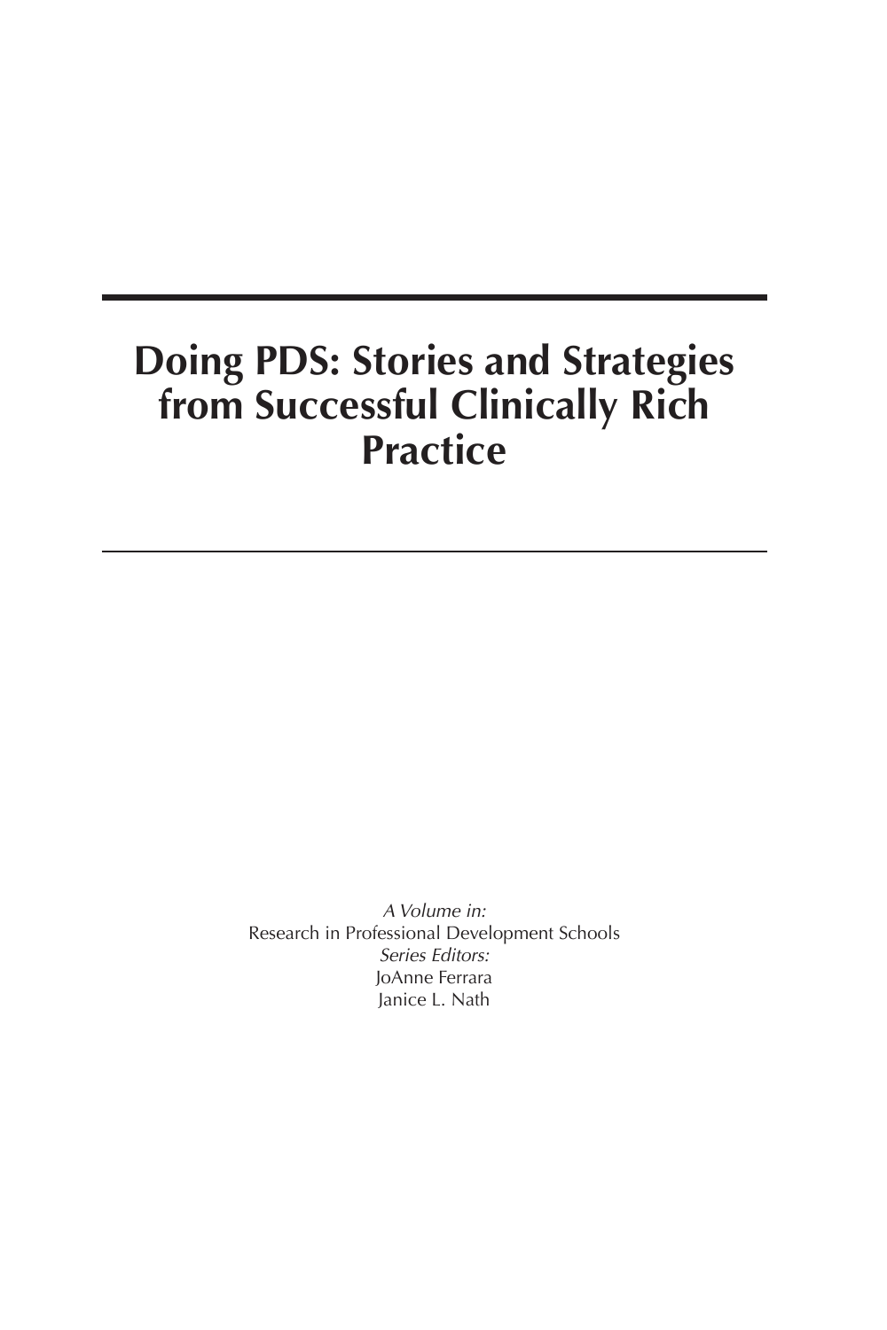# Doing PDS: Stories and Strategies from Successful Clinically Rich Practice

*A Volume in:*
Research in Professional Development Schools
*Series Editors:*
JoAnne Ferrara
Janice L. Nath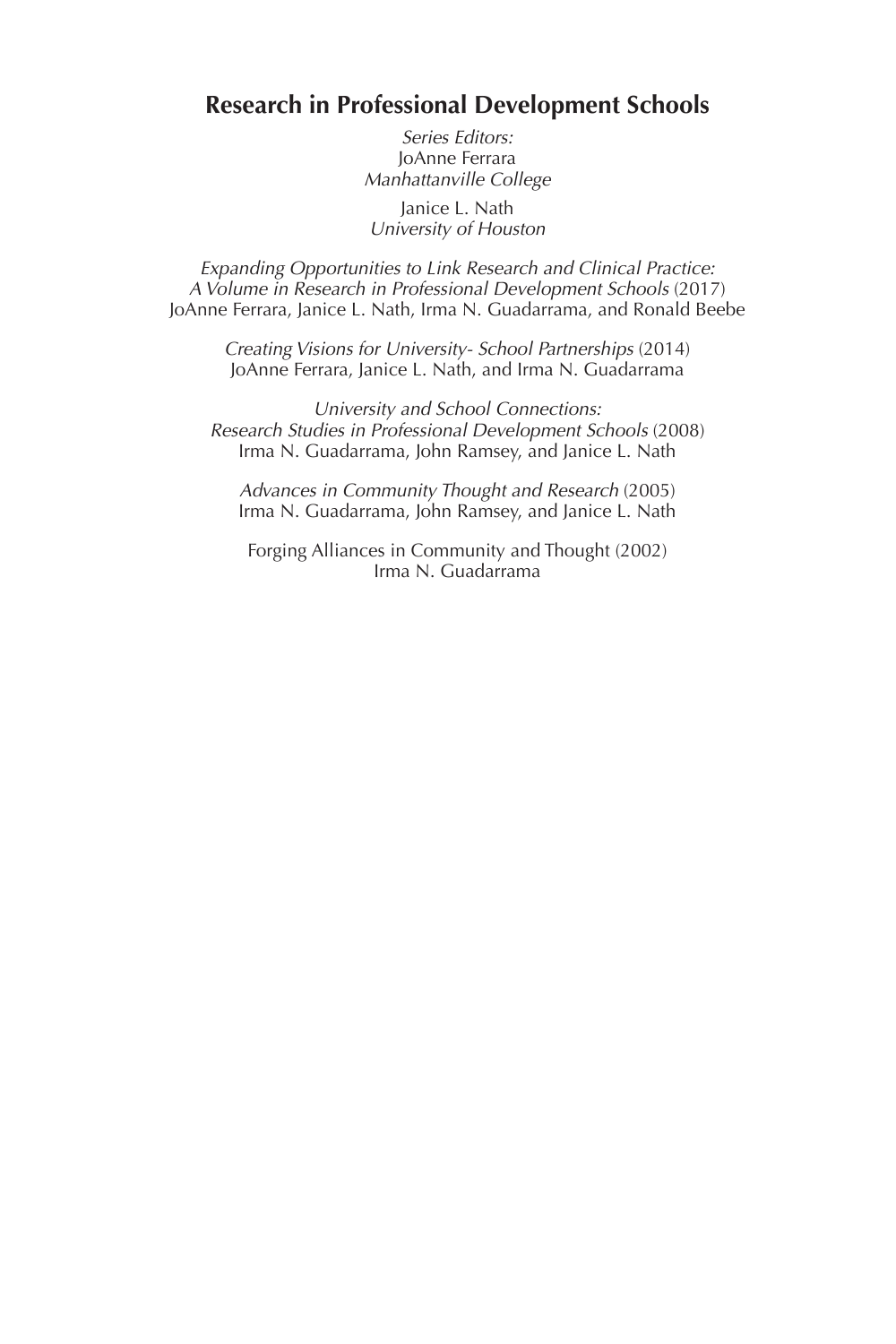## Research in Professional Development Schools

*Series Editors:*
JoAnne Ferrara
*Manhattanville College*

Janice L. Nath
*University of Houston*

*Expanding Opportunities to Link Research and Clinical Practice: A Volume in Research in Professional Development Schools* (2017)
JoAnne Ferrara, Janice L. Nath, Irma N. Guadarrama, and Ronald Beebe

*Creating Visions for University- School Partnerships* (2014)
JoAnne Ferrara, Janice L. Nath, and Irma N. Guadarrama

*University and School Connections: Research Studies in Professional Development Schools* (2008)
Irma N. Guadarrama, John Ramsey, and Janice L. Nath

*Advances in Community Thought and Research* (2005)
Irma N. Guadarrama, John Ramsey, and Janice L. Nath

Forging Alliances in Community and Thought (2002)
Irma N. Guadarrama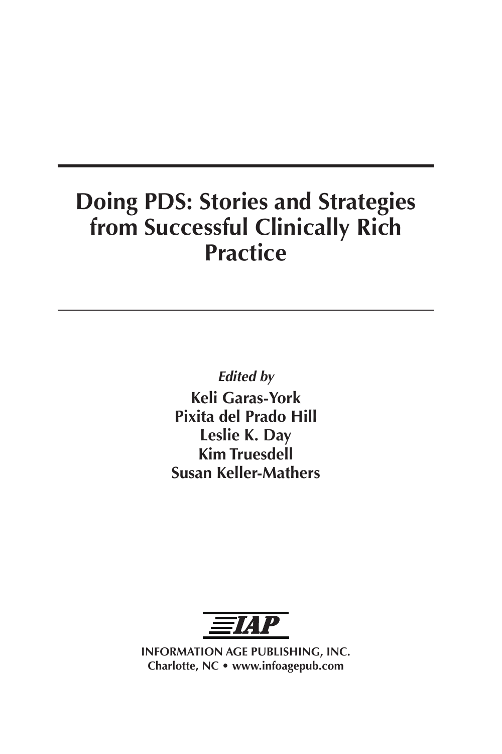# Doing PDS: Stories and Strategies from Successful Clinically Rich Practice

*Edited by*

**Keli Garas-York**
**Pixita del Prado Hill**
**Leslie K. Day**
**Kim Truesdell**
**Susan Keller-Mathers**

IAP

**INFORMATION AGE PUBLISHING, INC.**
**Charlotte, NC • www.infoagepub.com**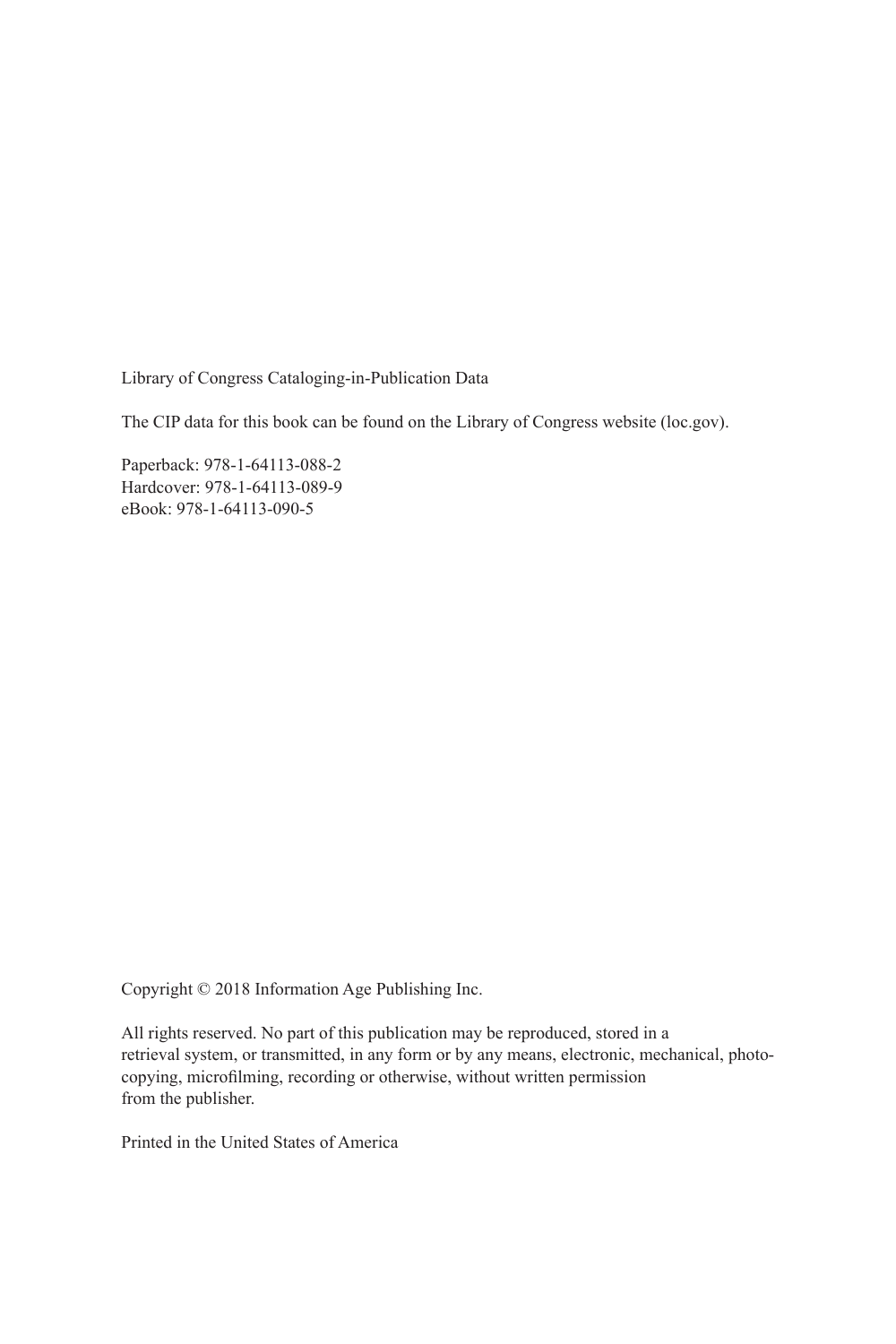Library of Congress Cataloging-in-Publication Data

The CIP data for this book can be found on the Library of Congress website (loc.gov).

Paperback: 978-1-64113-088-2
Hardcover: 978-1-64113-089-9
eBook: 978-1-64113-090-5

Copyright © 2018 Information Age Publishing Inc.

All rights reserved. No part of this publication may be reproduced, stored in a retrieval system, or transmitted, in any form or by any means, electronic, mechanical, photocopying, microfilming, recording or otherwise, without written permission from the publisher.

Printed in the United States of America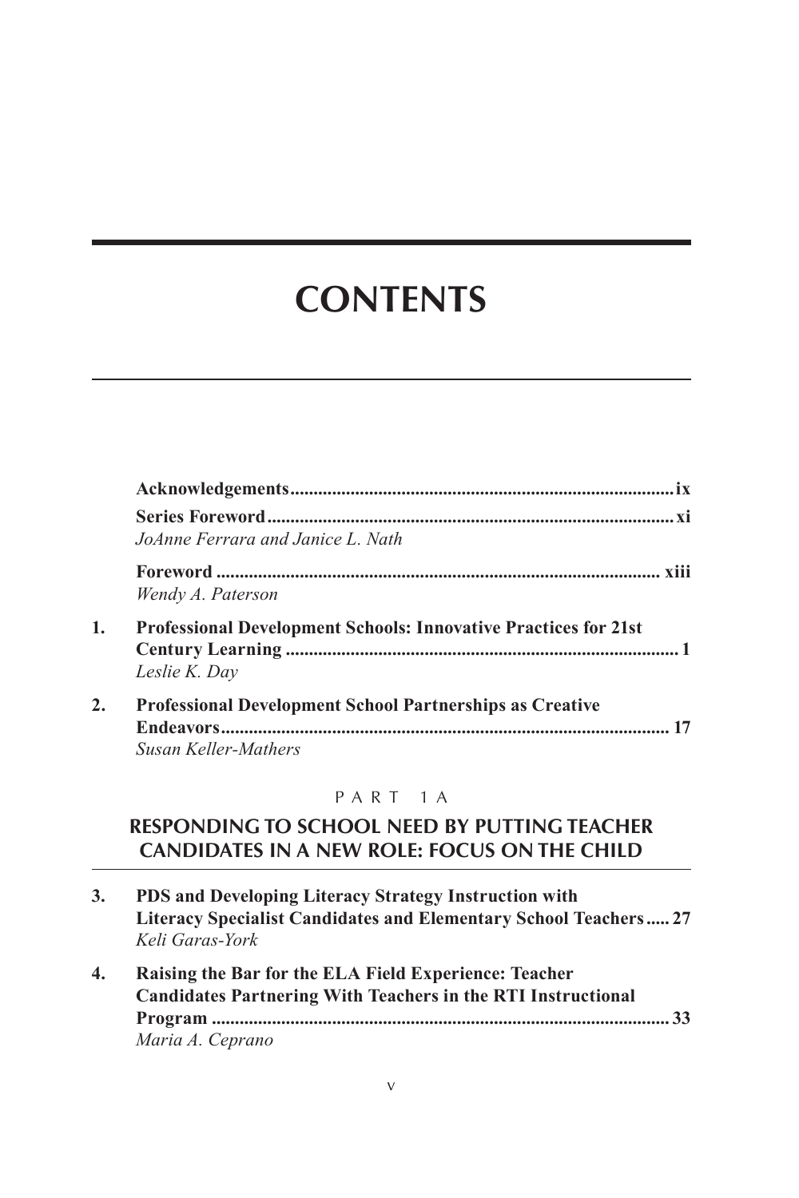# CONTENTS

**Acknowledgements** ix

**Series Foreword** xi
*JoAnne Ferrara and Janice L. Nath*

**Foreword** xiii
*Wendy A. Paterson*

1. **Professional Development Schools: Innovative Practices for 21st Century Learning** 1
   *Leslie K. Day*

2. **Professional Development School Partnerships as Creative Endeavors** 17
   *Susan Keller-Mathers*

PART 1A

## RESPONDING TO SCHOOL NEED BY PUTTING TEACHER CANDIDATES IN A NEW ROLE: FOCUS ON THE CHILD

3. **PDS and Developing Literacy Strategy Instruction with Literacy Specialist Candidates and Elementary School Teachers** 27
   *Keli Garas-York*

4. **Raising the Bar for the ELA Field Experience: Teacher Candidates Partnering With Teachers in the RTI Instructional Program** 33
   *Maria A. Ceprano*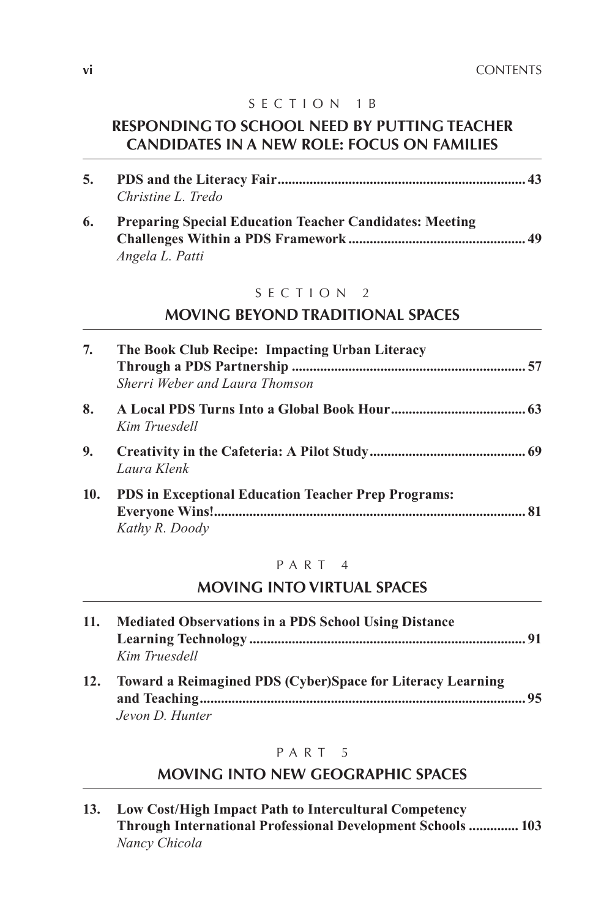SECTION 1B

## RESPONDING TO SCHOOL NEED BY PUTTING TEACHER CANDIDATES IN A NEW ROLE: FOCUS ON FAMILIES

5. **PDS and the Literacy Fair ..................................................................... 43**
   *Christine L. Tredo*

6. **Preparing Special Education Teacher Candidates: Meeting Challenges Within a PDS Framework ................................................ 49**
   *Angela L. Patti*

SECTION 2

## MOVING BEYOND TRADITIONAL SPACES

7. **The Book Club Recipe: Impacting Urban Literacy Through a PDS Partnership ................................................................. 57**
   *Sherri Weber and Laura Thomson*

8. **A Local PDS Turns Into a Global Book Hour...................................... 63**
   *Kim Truesdell*

9. **Creativity in the Cafeteria: A Pilot Study............................................ 69**
   *Laura Klenk*

10. **PDS in Exceptional Education Teacher Prep Programs: Everyone Wins!........................................................................................ 81**
    *Kathy R. Doody*

PART 4

## MOVING INTO VIRTUAL SPACES

11. **Mediated Observations in a PDS School Using Distance Learning Technology .............................................................................. 91**
    *Kim Truesdell*

12. **Toward a Reimagined PDS (Cyber)Space for Literacy Learning and Teaching........................................................................................... 95**
    *Jevon D. Hunter*

PART 5

## MOVING INTO NEW GEOGRAPHIC SPACES

13. **Low Cost/High Impact Path to Intercultural Competency Through International Professional Development Schools .............. 103**
    *Nancy Chicola*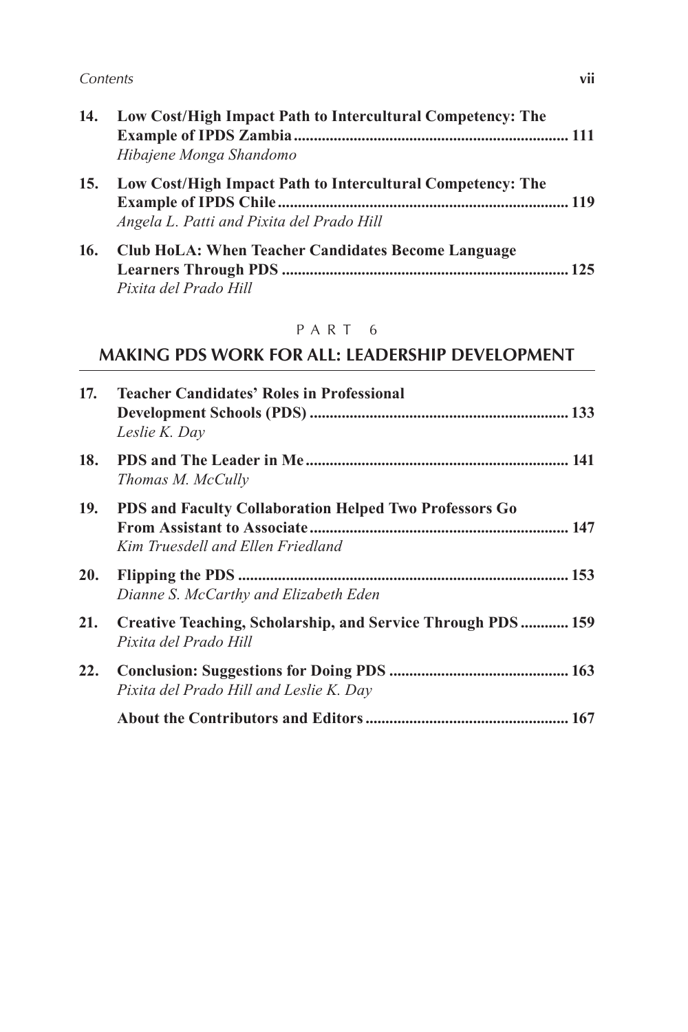14. **Low Cost/High Impact Path to Intercultural Competency: The Example of IPDS Zambia** ..... 111
    *Hibajene Monga Shandomo*

15. **Low Cost/High Impact Path to Intercultural Competency: The Example of IPDS Chile** ..... 119
    *Angela L. Patti and Pixita del Prado Hill*

16. **Club HoLA: When Teacher Candidates Become Language Learners Through PDS** ..... 125
    *Pixita del Prado Hill*

## PART 6

## MAKING PDS WORK FOR ALL: LEADERSHIP DEVELOPMENT

17. **Teacher Candidates' Roles in Professional Development Schools (PDS)** ..... 133
    *Leslie K. Day*

18. **PDS and The Leader in Me** ..... 141
    *Thomas M. McCully*

19. **PDS and Faculty Collaboration Helped Two Professors Go From Assistant to Associate** ..... 147
    *Kim Truesdell and Ellen Friedland*

20. **Flipping the PDS** ..... 153
    *Dianne S. McCarthy and Elizabeth Eden*

21. **Creative Teaching, Scholarship, and Service Through PDS** ..... 159
    *Pixita del Prado Hill*

22. **Conclusion: Suggestions for Doing PDS** ..... 163
    *Pixita del Prado Hill and Leslie K. Day*

**About the Contributors and Editors** ..... 167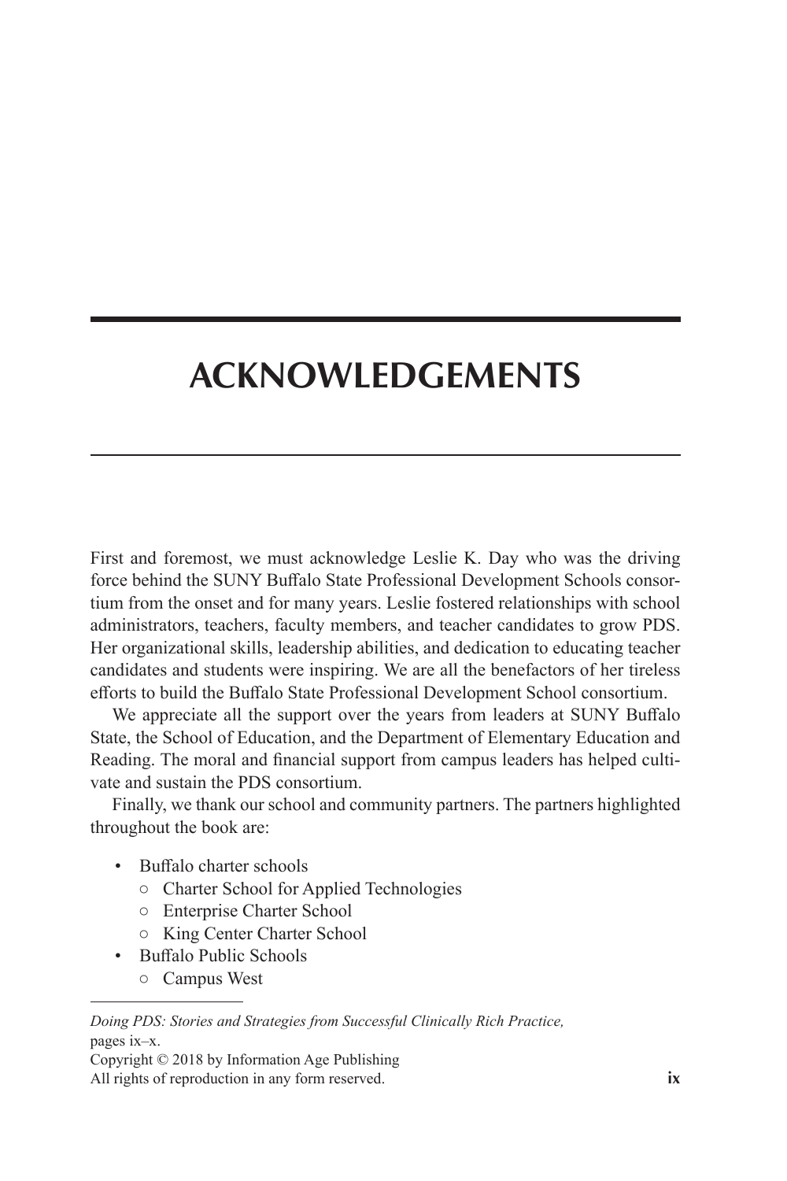# ACKNOWLEDGEMENTS

First and foremost, we must acknowledge Leslie K. Day who was the driving force behind the SUNY Buffalo State Professional Development Schools consortium from the onset and for many years. Leslie fostered relationships with school administrators, teachers, faculty members, and teacher candidates to grow PDS. Her organizational skills, leadership abilities, and dedication to educating teacher candidates and students were inspiring. We are all the benefactors of her tireless efforts to build the Buffalo State Professional Development School consortium.

We appreciate all the support over the years from leaders at SUNY Buffalo State, the School of Education, and the Department of Elementary Education and Reading. The moral and financial support from campus leaders has helped cultivate and sustain the PDS consortium.

Finally, we thank our school and community partners. The partners highlighted throughout the book are:

- Buffalo charter schools
  - Charter School for Applied Technologies
  - Enterprise Charter School
  - King Center Charter School
- Buffalo Public Schools
  - Campus West

*Doing PDS: Stories and Strategies from Successful Clinically Rich Practice,* pages ix–x.
Copyright © 2018 by Information Age Publishing
All rights of reproduction in any form reserved.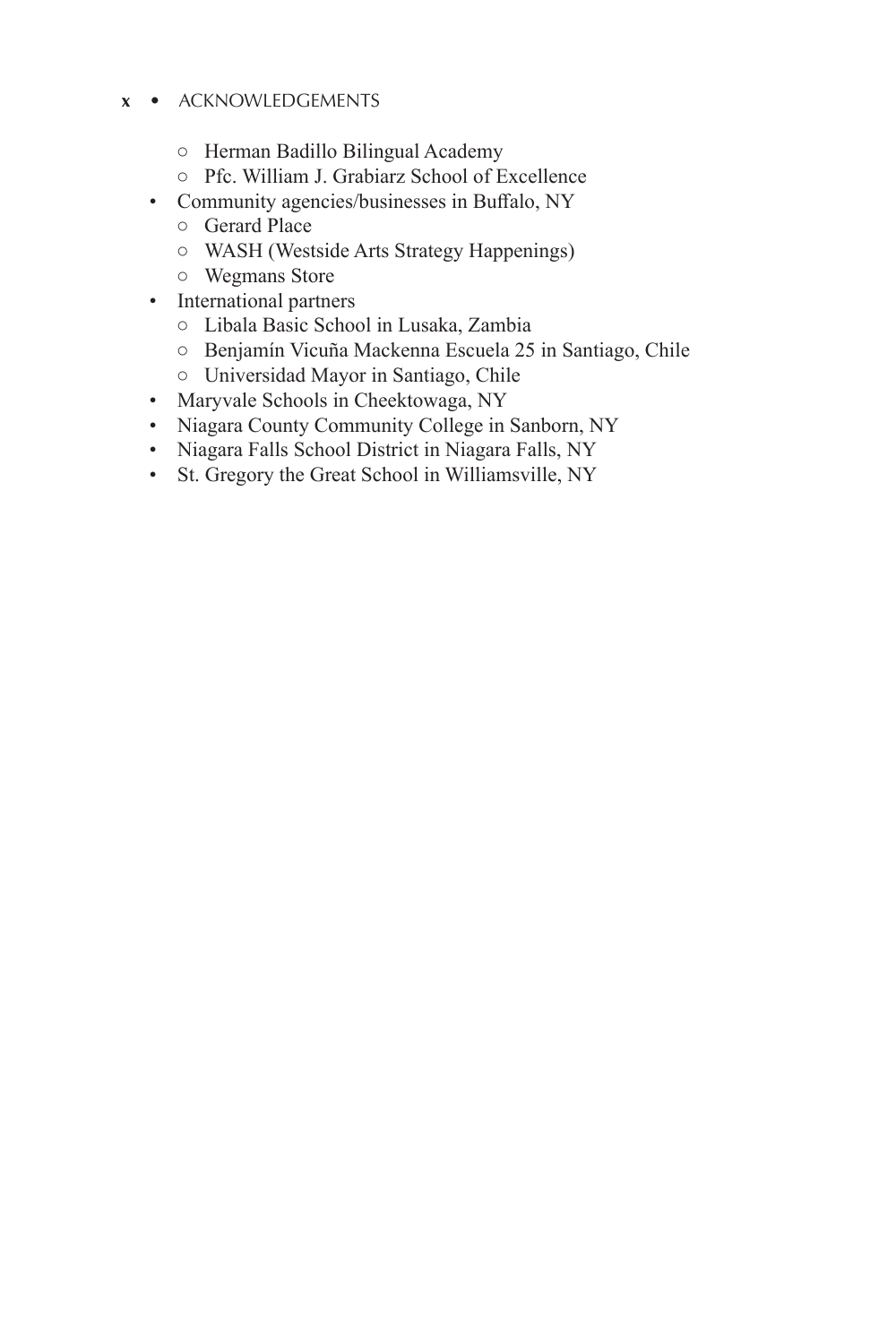- Herman Badillo Bilingual Academy
    - Pfc. William J. Grabiarz School of Excellence
- Community agencies/businesses in Buffalo, NY
    - Gerard Place
    - WASH (Westside Arts Strategy Happenings)
    - Wegmans Store
- International partners
    - Libala Basic School in Lusaka, Zambia
    - Benjamín Vicuña Mackenna Escuela 25 in Santiago, Chile
    - Universidad Mayor in Santiago, Chile
- Maryvale Schools in Cheektowaga, NY
- Niagara County Community College in Sanborn, NY
- Niagara Falls School District in Niagara Falls, NY
- St. Gregory the Great School in Williamsville, NY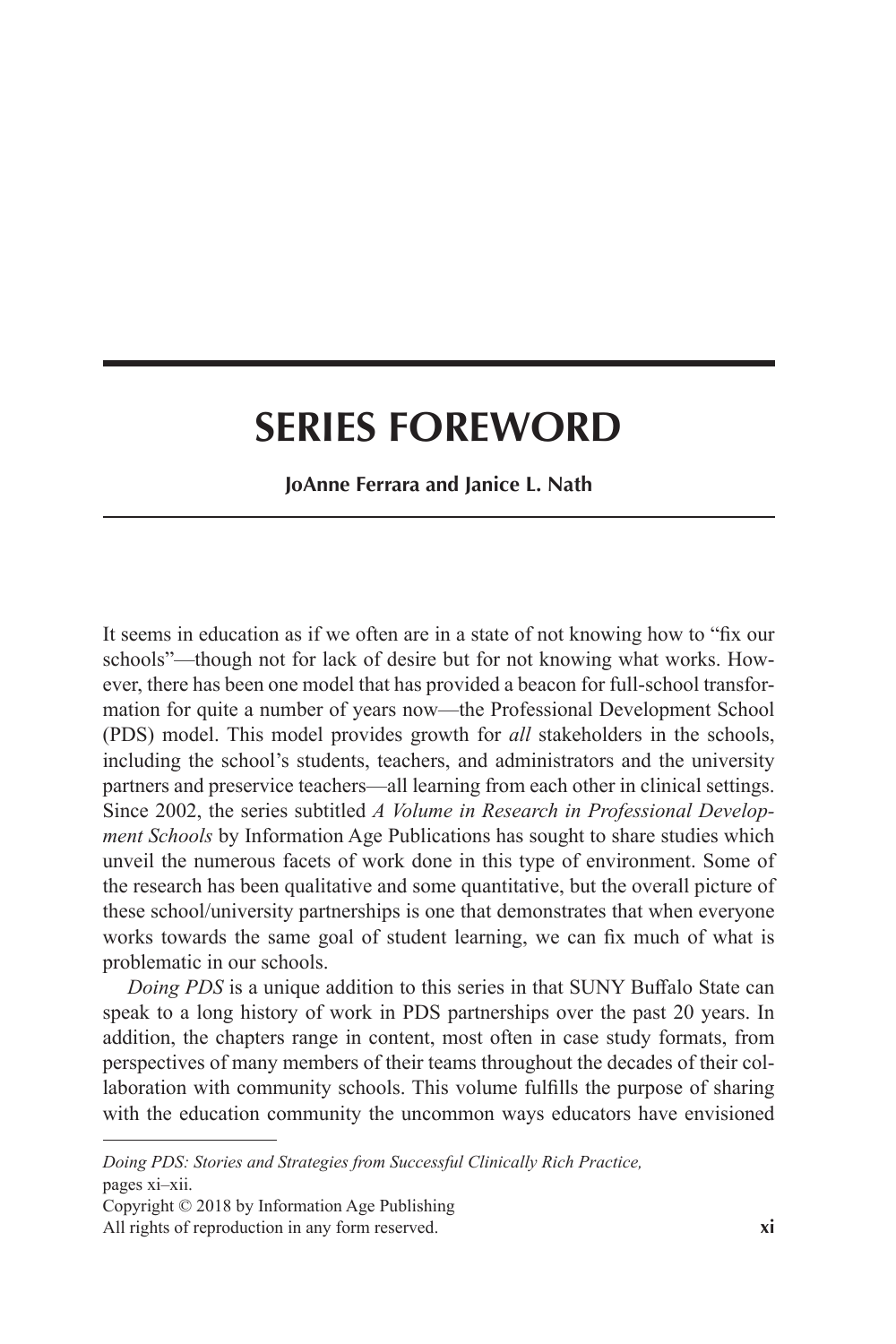# SERIES FOREWORD

**JoAnne Ferrara and Janice L. Nath**

It seems in education as if we often are in a state of not knowing how to "fix our schools"—though not for lack of desire but for not knowing what works. However, there has been one model that has provided a beacon for full-school transformation for quite a number of years now—the Professional Development School (PDS) model. This model provides growth for *all* stakeholders in the schools, including the school's students, teachers, and administrators and the university partners and preservice teachers—all learning from each other in clinical settings. Since 2002, the series subtitled *A Volume in Research in Professional Development Schools* by Information Age Publications has sought to share studies which unveil the numerous facets of work done in this type of environment. Some of the research has been qualitative and some quantitative, but the overall picture of these school/university partnerships is one that demonstrates that when everyone works towards the same goal of student learning, we can fix much of what is problematic in our schools.

*Doing PDS* is a unique addition to this series in that SUNY Buffalo State can speak to a long history of work in PDS partnerships over the past 20 years. In addition, the chapters range in content, most often in case study formats, from perspectives of many members of their teams throughout the decades of their collaboration with community schools. This volume fulfills the purpose of sharing with the education community the uncommon ways educators have envisioned

---

*Doing PDS: Stories and Strategies from Successful Clinically Rich Practice,* pages xi–xii.
Copyright © 2018 by Information Age Publishing
All rights of reproduction in any form reserved.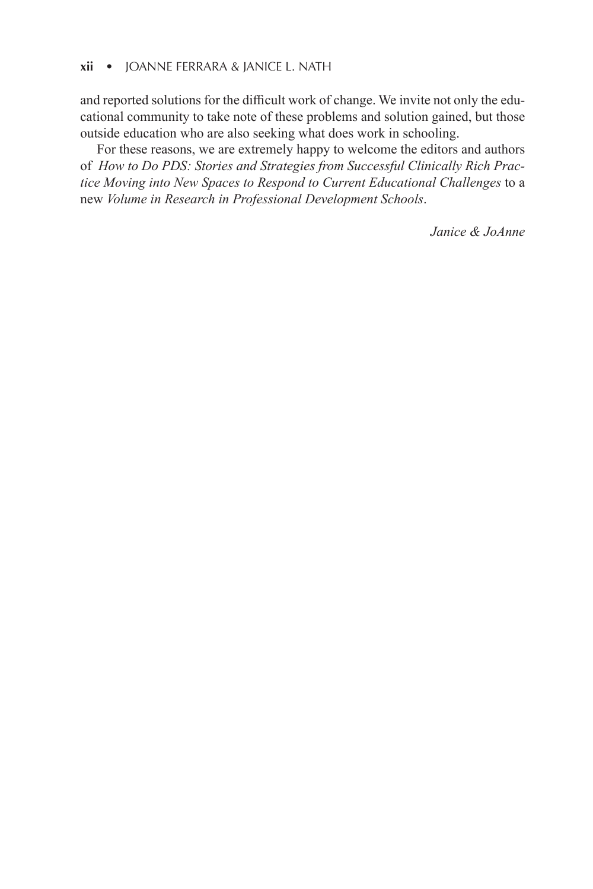and reported solutions for the difficult work of change. We invite not only the educational community to take note of these problems and solution gained, but those outside education who are also seeking what does work in schooling.

For these reasons, we are extremely happy to welcome the editors and authors of *How to Do PDS: Stories and Strategies from Successful Clinically Rich Practice Moving into New Spaces to Respond to Current Educational Challenges* to a new *Volume in Research in Professional Development Schools*.

*Janice & JoAnne*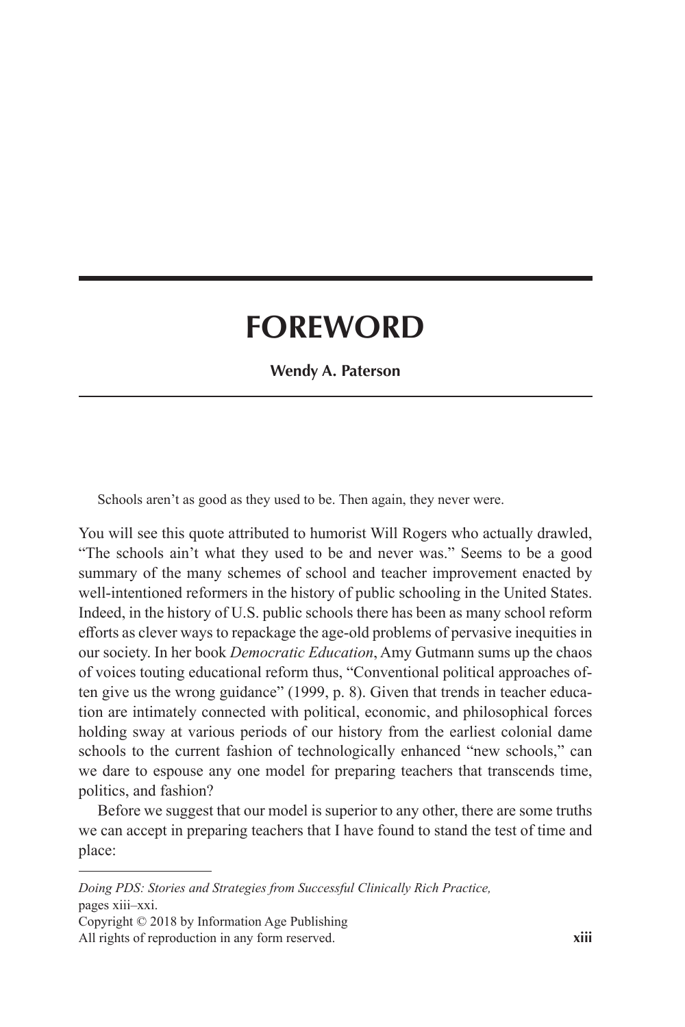# FOREWORD

**Wendy A. Paterson**

> Schools aren't as good as they used to be. Then again, they never were.

You will see this quote attributed to humorist Will Rogers who actually drawled, "The schools ain't what they used to be and never was." Seems to be a good summary of the many schemes of school and teacher improvement enacted by well-intentioned reformers in the history of public schooling in the United States. Indeed, in the history of U.S. public schools there has been as many school reform efforts as clever ways to repackage the age-old problems of pervasive inequities in our society. In her book *Democratic Education*, Amy Gutmann sums up the chaos of voices touting educational reform thus, "Conventional political approaches often give us the wrong guidance" (1999, p. 8). Given that trends in teacher education are intimately connected with political, economic, and philosophical forces holding sway at various periods of our history from the earliest colonial dame schools to the current fashion of technologically enhanced "new schools," can we dare to espouse any one model for preparing teachers that transcends time, politics, and fashion?

Before we suggest that our model is superior to any other, there are some truths we can accept in preparing teachers that I have found to stand the test of time and place:

---

*Doing PDS: Stories and Strategies from Successful Clinically Rich Practice,* pages xiii–xxi.
Copyright © 2018 by Information Age Publishing
All rights of reproduction in any form reserved.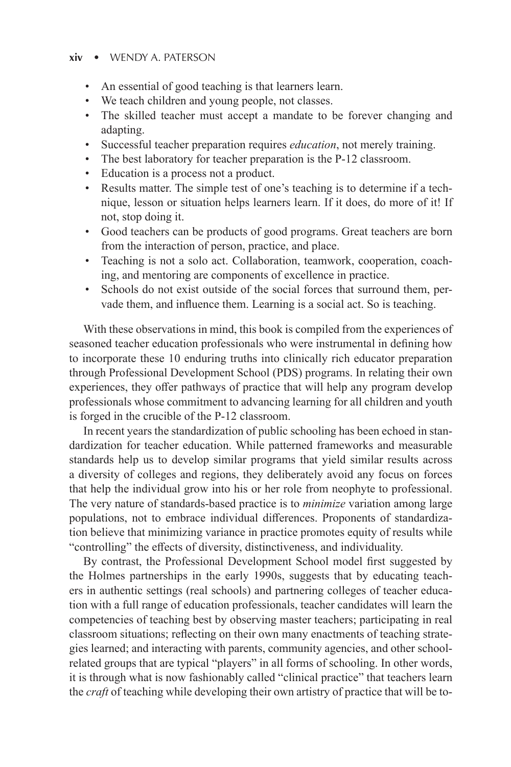- An essential of good teaching is that learners learn.
- We teach children and young people, not classes.
- The skilled teacher must accept a mandate to be forever changing and adapting.
- Successful teacher preparation requires *education*, not merely training.
- The best laboratory for teacher preparation is the P-12 classroom.
- Education is a process not a product.
- Results matter. The simple test of one's teaching is to determine if a technique, lesson or situation helps learners learn. If it does, do more of it! If not, stop doing it.
- Good teachers can be products of good programs. Great teachers are born from the interaction of person, practice, and place.
- Teaching is not a solo act. Collaboration, teamwork, cooperation, coaching, and mentoring are components of excellence in practice.
- Schools do not exist outside of the social forces that surround them, pervade them, and influence them. Learning is a social act. So is teaching.

With these observations in mind, this book is compiled from the experiences of seasoned teacher education professionals who were instrumental in defining how to incorporate these 10 enduring truths into clinically rich educator preparation through Professional Development School (PDS) programs. In relating their own experiences, they offer pathways of practice that will help any program develop professionals whose commitment to advancing learning for all children and youth is forged in the crucible of the P-12 classroom.

In recent years the standardization of public schooling has been echoed in standardization for teacher education. While patterned frameworks and measurable standards help us to develop similar programs that yield similar results across a diversity of colleges and regions, they deliberately avoid any focus on forces that help the individual grow into his or her role from neophyte to professional. The very nature of standards-based practice is to *minimize* variation among large populations, not to embrace individual differences. Proponents of standardization believe that minimizing variance in practice promotes equity of results while "controlling" the effects of diversity, distinctiveness, and individuality.

By contrast, the Professional Development School model first suggested by the Holmes partnerships in the early 1990s, suggests that by educating teachers in authentic settings (real schools) and partnering colleges of teacher education with a full range of education professionals, teacher candidates will learn the competencies of teaching best by observing master teachers; participating in real classroom situations; reflecting on their own many enactments of teaching strategies learned; and interacting with parents, community agencies, and other school-related groups that are typical "players" in all forms of schooling. In other words, it is through what is now fashionably called "clinical practice" that teachers learn the *craft* of teaching while developing their own artistry of practice that will be to-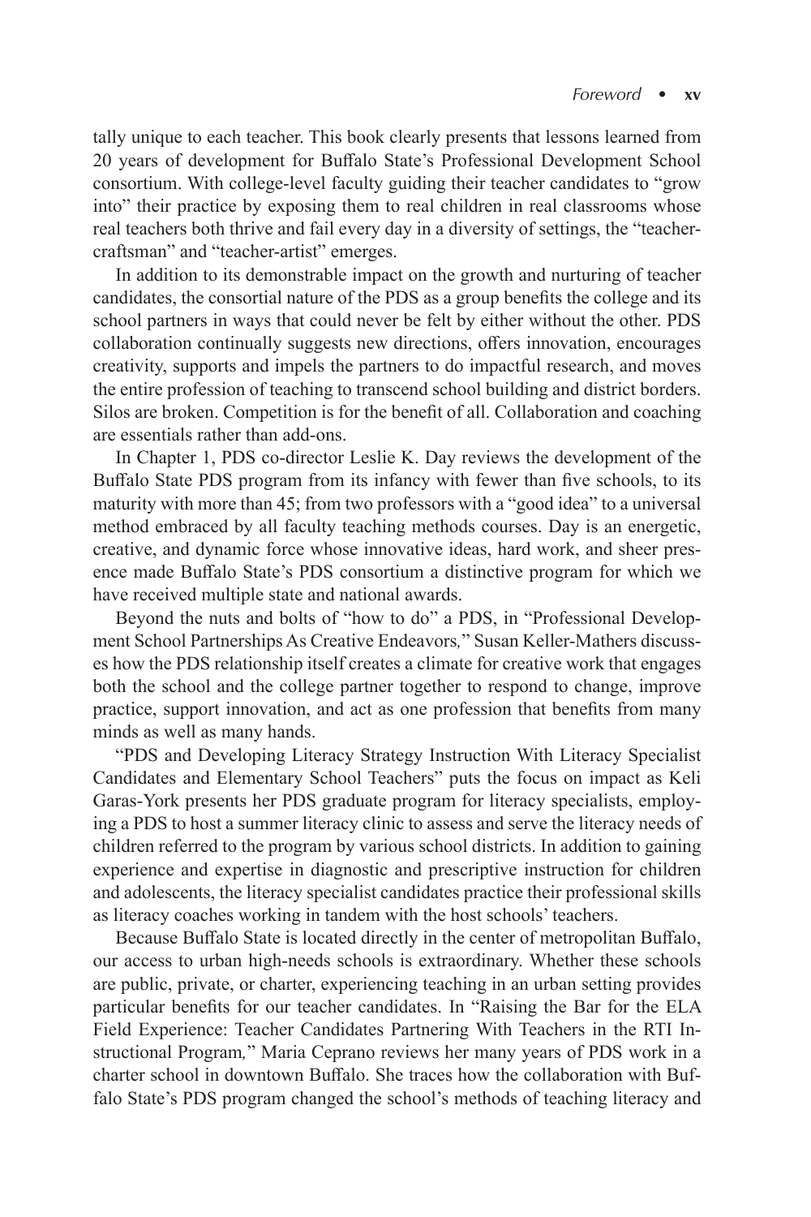tally unique to each teacher. This book clearly presents that lessons learned from 20 years of development for Buffalo State's Professional Development School consortium. With college-level faculty guiding their teacher candidates to "grow into" their practice by exposing them to real children in real classrooms whose real teachers both thrive and fail every day in a diversity of settings, the "teacher-craftsman" and "teacher-artist" emerges.

In addition to its demonstrable impact on the growth and nurturing of teacher candidates, the consortial nature of the PDS as a group benefits the college and its school partners in ways that could never be felt by either without the other. PDS collaboration continually suggests new directions, offers innovation, encourages creativity, supports and impels the partners to do impactful research, and moves the entire profession of teaching to transcend school building and district borders. Silos are broken. Competition is for the benefit of all. Collaboration and coaching are essentials rather than add-ons.

In Chapter 1, PDS co-director Leslie K. Day reviews the development of the Buffalo State PDS program from its infancy with fewer than five schools, to its maturity with more than 45; from two professors with a "good idea" to a universal method embraced by all faculty teaching methods courses. Day is an energetic, creative, and dynamic force whose innovative ideas, hard work, and sheer presence made Buffalo State's PDS consortium a distinctive program for which we have received multiple state and national awards.

Beyond the nuts and bolts of "how to do" a PDS, in "Professional Development School Partnerships As Creative Endeavors," Susan Keller-Mathers discusses how the PDS relationship itself creates a climate for creative work that engages both the school and the college partner together to respond to change, improve practice, support innovation, and act as one profession that benefits from many minds as well as many hands.

"PDS and Developing Literacy Strategy Instruction With Literacy Specialist Candidates and Elementary School Teachers" puts the focus on impact as Keli Garas-York presents her PDS graduate program for literacy specialists, employing a PDS to host a summer literacy clinic to assess and serve the literacy needs of children referred to the program by various school districts. In addition to gaining experience and expertise in diagnostic and prescriptive instruction for children and adolescents, the literacy specialist candidates practice their professional skills as literacy coaches working in tandem with the host schools' teachers.

Because Buffalo State is located directly in the center of metropolitan Buffalo, our access to urban high-needs schools is extraordinary. Whether these schools are public, private, or charter, experiencing teaching in an urban setting provides particular benefits for our teacher candidates. In "Raising the Bar for the ELA Field Experience: Teacher Candidates Partnering With Teachers in the RTI Instructional Program," Maria Ceprano reviews her many years of PDS work in a charter school in downtown Buffalo. She traces how the collaboration with Buffalo State's PDS program changed the school's methods of teaching literacy and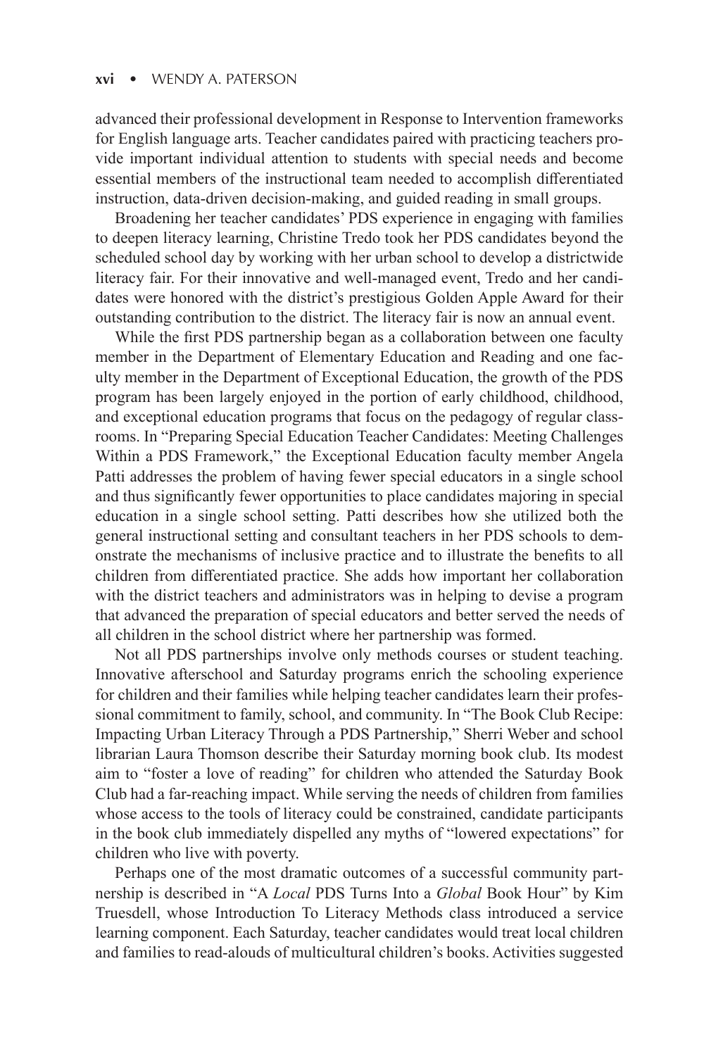advanced their professional development in Response to Intervention frameworks for English language arts. Teacher candidates paired with practicing teachers provide important individual attention to students with special needs and become essential members of the instructional team needed to accomplish differentiated instruction, data-driven decision-making, and guided reading in small groups.

Broadening her teacher candidates' PDS experience in engaging with families to deepen literacy learning, Christine Tredo took her PDS candidates beyond the scheduled school day by working with her urban school to develop a districtwide literacy fair. For their innovative and well-managed event, Tredo and her candidates were honored with the district's prestigious Golden Apple Award for their outstanding contribution to the district. The literacy fair is now an annual event.

While the first PDS partnership began as a collaboration between one faculty member in the Department of Elementary Education and Reading and one faculty member in the Department of Exceptional Education, the growth of the PDS program has been largely enjoyed in the portion of early childhood, childhood, and exceptional education programs that focus on the pedagogy of regular classrooms. In "Preparing Special Education Teacher Candidates: Meeting Challenges Within a PDS Framework," the Exceptional Education faculty member Angela Patti addresses the problem of having fewer special educators in a single school and thus significantly fewer opportunities to place candidates majoring in special education in a single school setting. Patti describes how she utilized both the general instructional setting and consultant teachers in her PDS schools to demonstrate the mechanisms of inclusive practice and to illustrate the benefits to all children from differentiated practice. She adds how important her collaboration with the district teachers and administrators was in helping to devise a program that advanced the preparation of special educators and better served the needs of all children in the school district where her partnership was formed.

Not all PDS partnerships involve only methods courses or student teaching. Innovative afterschool and Saturday programs enrich the schooling experience for children and their families while helping teacher candidates learn their professional commitment to family, school, and community. In "The Book Club Recipe: Impacting Urban Literacy Through a PDS Partnership," Sherri Weber and school librarian Laura Thomson describe their Saturday morning book club. Its modest aim to "foster a love of reading" for children who attended the Saturday Book Club had a far-reaching impact. While serving the needs of children from families whose access to the tools of literacy could be constrained, candidate participants in the book club immediately dispelled any myths of "lowered expectations" for children who live with poverty.

Perhaps one of the most dramatic outcomes of a successful community partnership is described in "A *Local* PDS Turns Into a *Global* Book Hour" by Kim Truesdell, whose Introduction To Literacy Methods class introduced a service learning component. Each Saturday, teacher candidates would treat local children and families to read-alouds of multicultural children's books. Activities suggested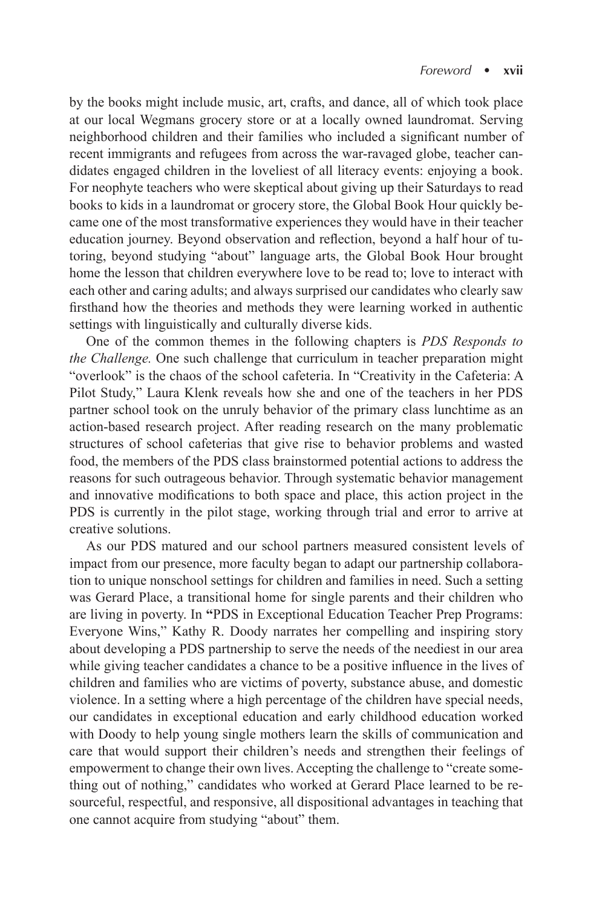by the books might include music, art, crafts, and dance, all of which took place at our local Wegmans grocery store or at a locally owned laundromat. Serving neighborhood children and their families who included a significant number of recent immigrants and refugees from across the war-ravaged globe, teacher candidates engaged children in the loveliest of all literacy events: enjoying a book. For neophyte teachers who were skeptical about giving up their Saturdays to read books to kids in a laundromat or grocery store, the Global Book Hour quickly became one of the most transformative experiences they would have in their teacher education journey. Beyond observation and reflection, beyond a half hour of tutoring, beyond studying "about" language arts, the Global Book Hour brought home the lesson that children everywhere love to be read to; love to interact with each other and caring adults; and always surprised our candidates who clearly saw firsthand how the theories and methods they were learning worked in authentic settings with linguistically and culturally diverse kids.

One of the common themes in the following chapters is *PDS Responds to the Challenge.* One such challenge that curriculum in teacher preparation might "overlook" is the chaos of the school cafeteria. In "Creativity in the Cafeteria: A Pilot Study," Laura Klenk reveals how she and one of the teachers in her PDS partner school took on the unruly behavior of the primary class lunchtime as an action-based research project. After reading research on the many problematic structures of school cafeterias that give rise to behavior problems and wasted food, the members of the PDS class brainstormed potential actions to address the reasons for such outrageous behavior. Through systematic behavior management and innovative modifications to both space and place, this action project in the PDS is currently in the pilot stage, working through trial and error to arrive at creative solutions.

As our PDS matured and our school partners measured consistent levels of impact from our presence, more faculty began to adapt our partnership collaboration to unique nonschool settings for children and families in need. Such a setting was Gerard Place, a transitional home for single parents and their children who are living in poverty. In "PDS in Exceptional Education Teacher Prep Programs: Everyone Wins," Kathy R. Doody narrates her compelling and inspiring story about developing a PDS partnership to serve the needs of the neediest in our area while giving teacher candidates a chance to be a positive influence in the lives of children and families who are victims of poverty, substance abuse, and domestic violence. In a setting where a high percentage of the children have special needs, our candidates in exceptional education and early childhood education worked with Doody to help young single mothers learn the skills of communication and care that would support their children's needs and strengthen their feelings of empowerment to change their own lives. Accepting the challenge to "create something out of nothing," candidates who worked at Gerard Place learned to be resourceful, respectful, and responsive, all dispositional advantages in teaching that one cannot acquire from studying "about" them.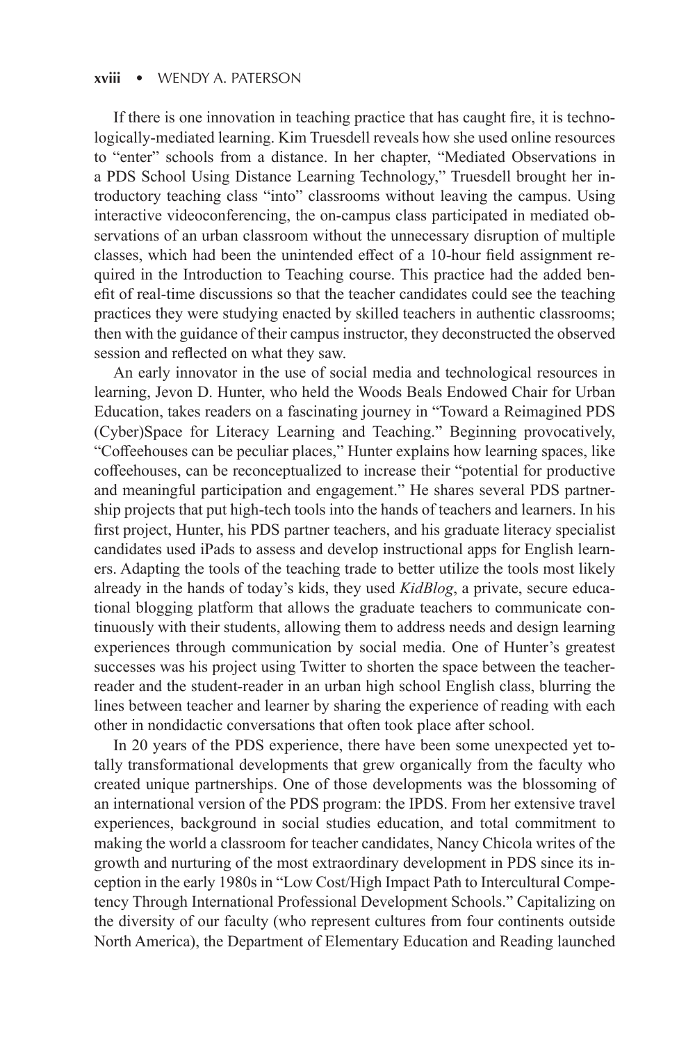If there is one innovation in teaching practice that has caught fire, it is technologically-mediated learning. Kim Truesdell reveals how she used online resources to "enter" schools from a distance. In her chapter, "Mediated Observations in a PDS School Using Distance Learning Technology," Truesdell brought her introductory teaching class "into" classrooms without leaving the campus. Using interactive videoconferencing, the on-campus class participated in mediated observations of an urban classroom without the unnecessary disruption of multiple classes, which had been the unintended effect of a 10-hour field assignment required in the Introduction to Teaching course. This practice had the added benefit of real-time discussions so that the teacher candidates could see the teaching practices they were studying enacted by skilled teachers in authentic classrooms; then with the guidance of their campus instructor, they deconstructed the observed session and reflected on what they saw.

An early innovator in the use of social media and technological resources in learning, Jevon D. Hunter, who held the Woods Beals Endowed Chair for Urban Education, takes readers on a fascinating journey in "Toward a Reimagined PDS (Cyber)Space for Literacy Learning and Teaching." Beginning provocatively, "Coffeehouses can be peculiar places," Hunter explains how learning spaces, like coffeehouses, can be reconceptualized to increase their "potential for productive and meaningful participation and engagement." He shares several PDS partnership projects that put high-tech tools into the hands of teachers and learners. In his first project, Hunter, his PDS partner teachers, and his graduate literacy specialist candidates used iPads to assess and develop instructional apps for English learners. Adapting the tools of the teaching trade to better utilize the tools most likely already in the hands of today's kids, they used *KidBlog*, a private, secure educational blogging platform that allows the graduate teachers to communicate continuously with their students, allowing them to address needs and design learning experiences through communication by social media. One of Hunter's greatest successes was his project using Twitter to shorten the space between the teacher-reader and the student-reader in an urban high school English class, blurring the lines between teacher and learner by sharing the experience of reading with each other in nondidactic conversations that often took place after school.

In 20 years of the PDS experience, there have been some unexpected yet totally transformational developments that grew organically from the faculty who created unique partnerships. One of those developments was the blossoming of an international version of the PDS program: the IPDS. From her extensive travel experiences, background in social studies education, and total commitment to making the world a classroom for teacher candidates, Nancy Chicola writes of the growth and nurturing of the most extraordinary development in PDS since its inception in the early 1980s in "Low Cost/High Impact Path to Intercultural Competency Through International Professional Development Schools." Capitalizing on the diversity of our faculty (who represent cultures from four continents outside North America), the Department of Elementary Education and Reading launched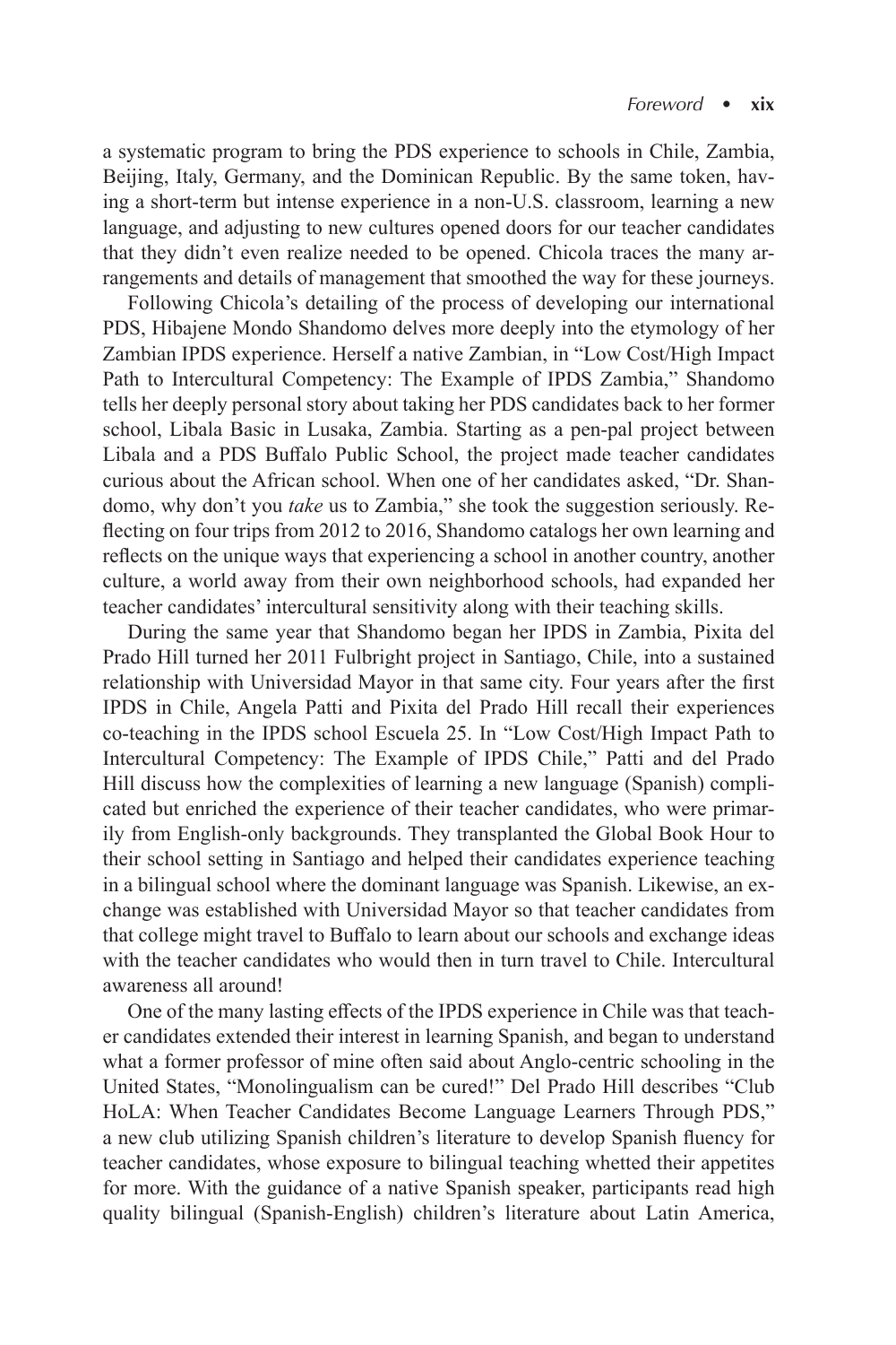a systematic program to bring the PDS experience to schools in Chile, Zambia, Beijing, Italy, Germany, and the Dominican Republic. By the same token, having a short-term but intense experience in a non-U.S. classroom, learning a new language, and adjusting to new cultures opened doors for our teacher candidates that they didn't even realize needed to be opened. Chicola traces the many arrangements and details of management that smoothed the way for these journeys.

Following Chicola's detailing of the process of developing our international PDS, Hibajene Mondo Shandomo delves more deeply into the etymology of her Zambian IPDS experience. Herself a native Zambian, in "Low Cost/High Impact Path to Intercultural Competency: The Example of IPDS Zambia," Shandomo tells her deeply personal story about taking her PDS candidates back to her former school, Libala Basic in Lusaka, Zambia. Starting as a pen-pal project between Libala and a PDS Buffalo Public School, the project made teacher candidates curious about the African school. When one of her candidates asked, "Dr. Shandomo, why don't you *take* us to Zambia," she took the suggestion seriously. Reflecting on four trips from 2012 to 2016, Shandomo catalogs her own learning and reflects on the unique ways that experiencing a school in another country, another culture, a world away from their own neighborhood schools, had expanded her teacher candidates' intercultural sensitivity along with their teaching skills.

During the same year that Shandomo began her IPDS in Zambia, Pixita del Prado Hill turned her 2011 Fulbright project in Santiago, Chile, into a sustained relationship with Universidad Mayor in that same city. Four years after the first IPDS in Chile, Angela Patti and Pixita del Prado Hill recall their experiences co-teaching in the IPDS school Escuela 25. In "Low Cost/High Impact Path to Intercultural Competency: The Example of IPDS Chile," Patti and del Prado Hill discuss how the complexities of learning a new language (Spanish) complicated but enriched the experience of their teacher candidates, who were primarily from English-only backgrounds. They transplanted the Global Book Hour to their school setting in Santiago and helped their candidates experience teaching in a bilingual school where the dominant language was Spanish. Likewise, an exchange was established with Universidad Mayor so that teacher candidates from that college might travel to Buffalo to learn about our schools and exchange ideas with the teacher candidates who would then in turn travel to Chile. Intercultural awareness all around!

One of the many lasting effects of the IPDS experience in Chile was that teacher candidates extended their interest in learning Spanish, and began to understand what a former professor of mine often said about Anglo-centric schooling in the United States, "Monolingualism can be cured!" Del Prado Hill describes "Club HoLA: When Teacher Candidates Become Language Learners Through PDS," a new club utilizing Spanish children's literature to develop Spanish fluency for teacher candidates, whose exposure to bilingual teaching whetted their appetites for more. With the guidance of a native Spanish speaker, participants read high quality bilingual (Spanish-English) children's literature about Latin America,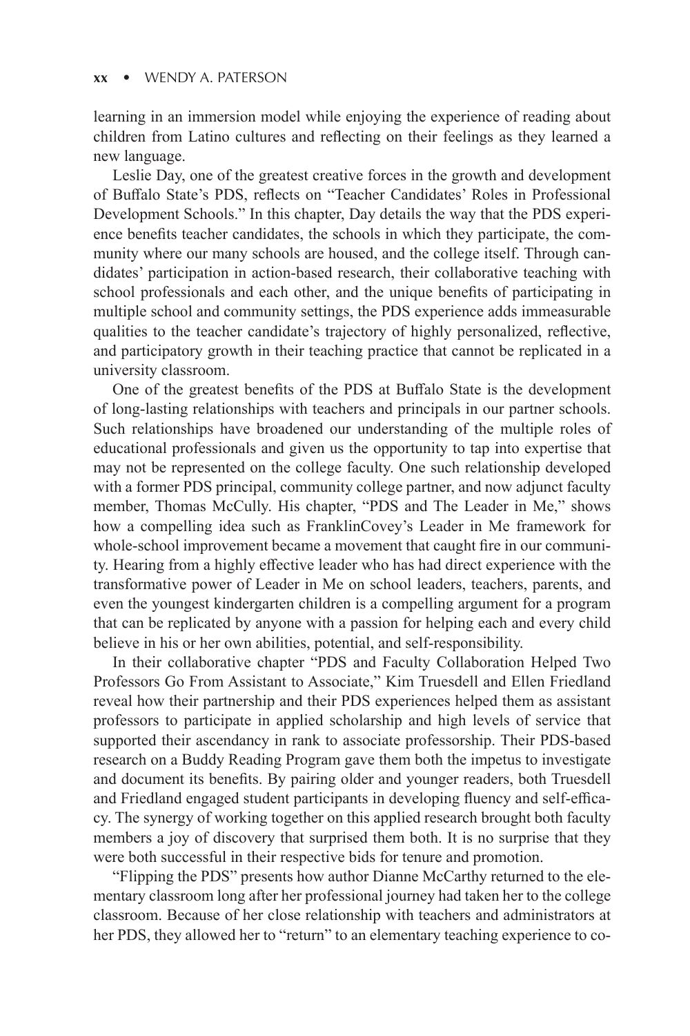learning in an immersion model while enjoying the experience of reading about children from Latino cultures and reflecting on their feelings as they learned a new language.

Leslie Day, one of the greatest creative forces in the growth and development of Buffalo State's PDS, reflects on "Teacher Candidates' Roles in Professional Development Schools." In this chapter, Day details the way that the PDS experience benefits teacher candidates, the schools in which they participate, the community where our many schools are housed, and the college itself. Through candidates' participation in action-based research, their collaborative teaching with school professionals and each other, and the unique benefits of participating in multiple school and community settings, the PDS experience adds immeasurable qualities to the teacher candidate's trajectory of highly personalized, reflective, and participatory growth in their teaching practice that cannot be replicated in a university classroom.

One of the greatest benefits of the PDS at Buffalo State is the development of long-lasting relationships with teachers and principals in our partner schools. Such relationships have broadened our understanding of the multiple roles of educational professionals and given us the opportunity to tap into expertise that may not be represented on the college faculty. One such relationship developed with a former PDS principal, community college partner, and now adjunct faculty member, Thomas McCully. His chapter, "PDS and The Leader in Me," shows how a compelling idea such as FranklinCovey's Leader in Me framework for whole-school improvement became a movement that caught fire in our community. Hearing from a highly effective leader who has had direct experience with the transformative power of Leader in Me on school leaders, teachers, parents, and even the youngest kindergarten children is a compelling argument for a program that can be replicated by anyone with a passion for helping each and every child believe in his or her own abilities, potential, and self-responsibility.

In their collaborative chapter "PDS and Faculty Collaboration Helped Two Professors Go From Assistant to Associate," Kim Truesdell and Ellen Friedland reveal how their partnership and their PDS experiences helped them as assistant professors to participate in applied scholarship and high levels of service that supported their ascendancy in rank to associate professorship. Their PDS-based research on a Buddy Reading Program gave them both the impetus to investigate and document its benefits. By pairing older and younger readers, both Truesdell and Friedland engaged student participants in developing fluency and self-efficacy. The synergy of working together on this applied research brought both faculty members a joy of discovery that surprised them both. It is no surprise that they were both successful in their respective bids for tenure and promotion.

"Flipping the PDS" presents how author Dianne McCarthy returned to the elementary classroom long after her professional journey had taken her to the college classroom. Because of her close relationship with teachers and administrators at her PDS, they allowed her to "return" to an elementary teaching experience to co-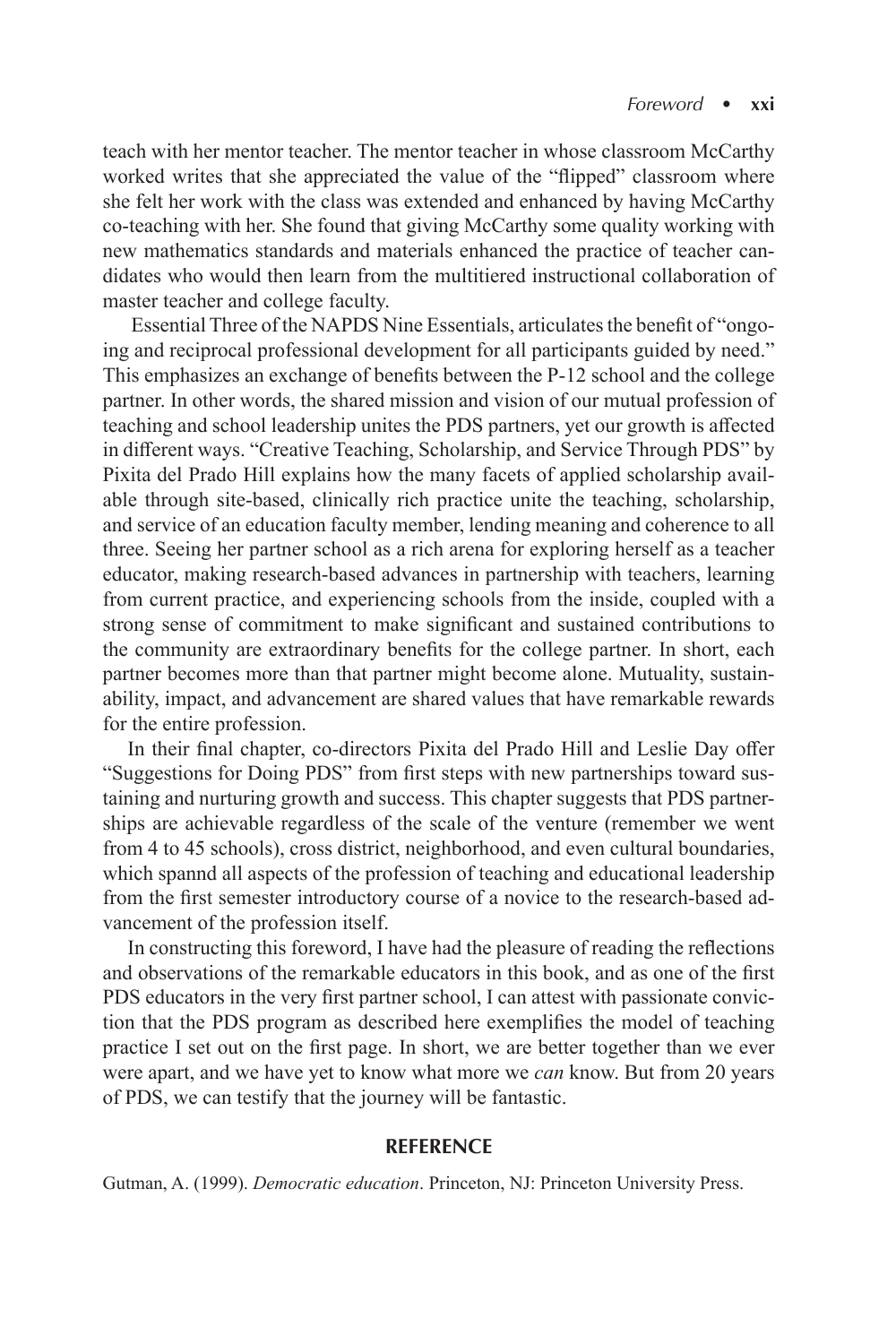teach with her mentor teacher. The mentor teacher in whose classroom McCarthy worked writes that she appreciated the value of the "flipped" classroom where she felt her work with the class was extended and enhanced by having McCarthy co-teaching with her. She found that giving McCarthy some quality working with new mathematics standards and materials enhanced the practice of teacher candidates who would then learn from the multitiered instructional collaboration of master teacher and college faculty.

Essential Three of the NAPDS Nine Essentials, articulates the benefit of "ongoing and reciprocal professional development for all participants guided by need." This emphasizes an exchange of benefits between the P-12 school and the college partner. In other words, the shared mission and vision of our mutual profession of teaching and school leadership unites the PDS partners, yet our growth is affected in different ways. "Creative Teaching, Scholarship, and Service Through PDS" by Pixita del Prado Hill explains how the many facets of applied scholarship available through site-based, clinically rich practice unite the teaching, scholarship, and service of an education faculty member, lending meaning and coherence to all three. Seeing her partner school as a rich arena for exploring herself as a teacher educator, making research-based advances in partnership with teachers, learning from current practice, and experiencing schools from the inside, coupled with a strong sense of commitment to make significant and sustained contributions to the community are extraordinary benefits for the college partner. In short, each partner becomes more than that partner might become alone. Mutuality, sustainability, impact, and advancement are shared values that have remarkable rewards for the entire profession.

In their final chapter, co-directors Pixita del Prado Hill and Leslie Day offer "Suggestions for Doing PDS" from first steps with new partnerships toward sustaining and nurturing growth and success. This chapter suggests that PDS partnerships are achievable regardless of the scale of the venture (remember we went from 4 to 45 schools), cross district, neighborhood, and even cultural boundaries, which spannd all aspects of the profession of teaching and educational leadership from the first semester introductory course of a novice to the research-based advancement of the profession itself.

In constructing this foreword, I have had the pleasure of reading the reflections and observations of the remarkable educators in this book, and as one of the first PDS educators in the very first partner school, I can attest with passionate conviction that the PDS program as described here exemplifies the model of teaching practice I set out on the first page. In short, we are better together than we ever were apart, and we have yet to know what more we *can* know. But from 20 years of PDS, we can testify that the journey will be fantastic.

## REFERENCE

Gutman, A. (1999). *Democratic education*. Princeton, NJ: Princeton University Press.